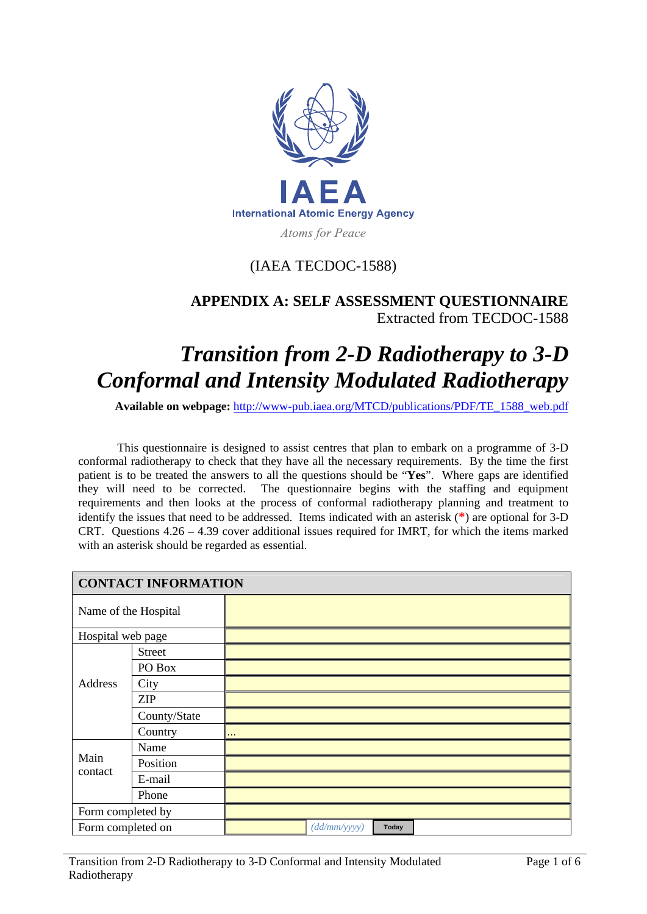IAEA

International Atomic Energy Agency

*Atoms for Peace*

(IAEA TECDOC-1588)

**APPENDIX A: SELF ASSESSMENT QUESTIONNAIRE**

Extracted from TECDOC-1588

# *Transition from 2-D Radiotherapy to 3-D Conformal and Intensity Modulated Radiotherapy*

**Available on webpage:** http://www-pub.iaea.org/MTCD/publications/PDF/TE_1588_web.pdf

This questionnaire is designed to assist centres that plan to embark on a programme of 3-D conformal radiotherapy to check that they have all the necessary requirements. By the time the first patient is to be treated the answers to all the questions should be "**Yes**". Where gaps are identified they will need to be corrected. The questionnaire begins with the staffing and equipment requirements and then looks at the process of conformal radiotherapy planning and treatment to identify the issues that need to be addressed. Items indicated with an asterisk (**\***) are optional for 3-D CRT. Questions 4.26 – 4.39 cover additional issues required for IMRT, for which the items marked with an asterisk should be regarded as essential.

| **CONTACT INFORMATION** | | |
|---|---|---|
| Name of the Hospital | | |
| Hospital web page | | |
| Address | Street | |
| | PO Box | |
| | City | |
| | ZIP | |
| | County/State | |
| | Country | ... |
| Main contact | Name | |
| | Position | |
| | E-mail | |
| | Phone | |
| Form completed by | | |
| Form completed on | | *(dd/mm/yyyy)* Today |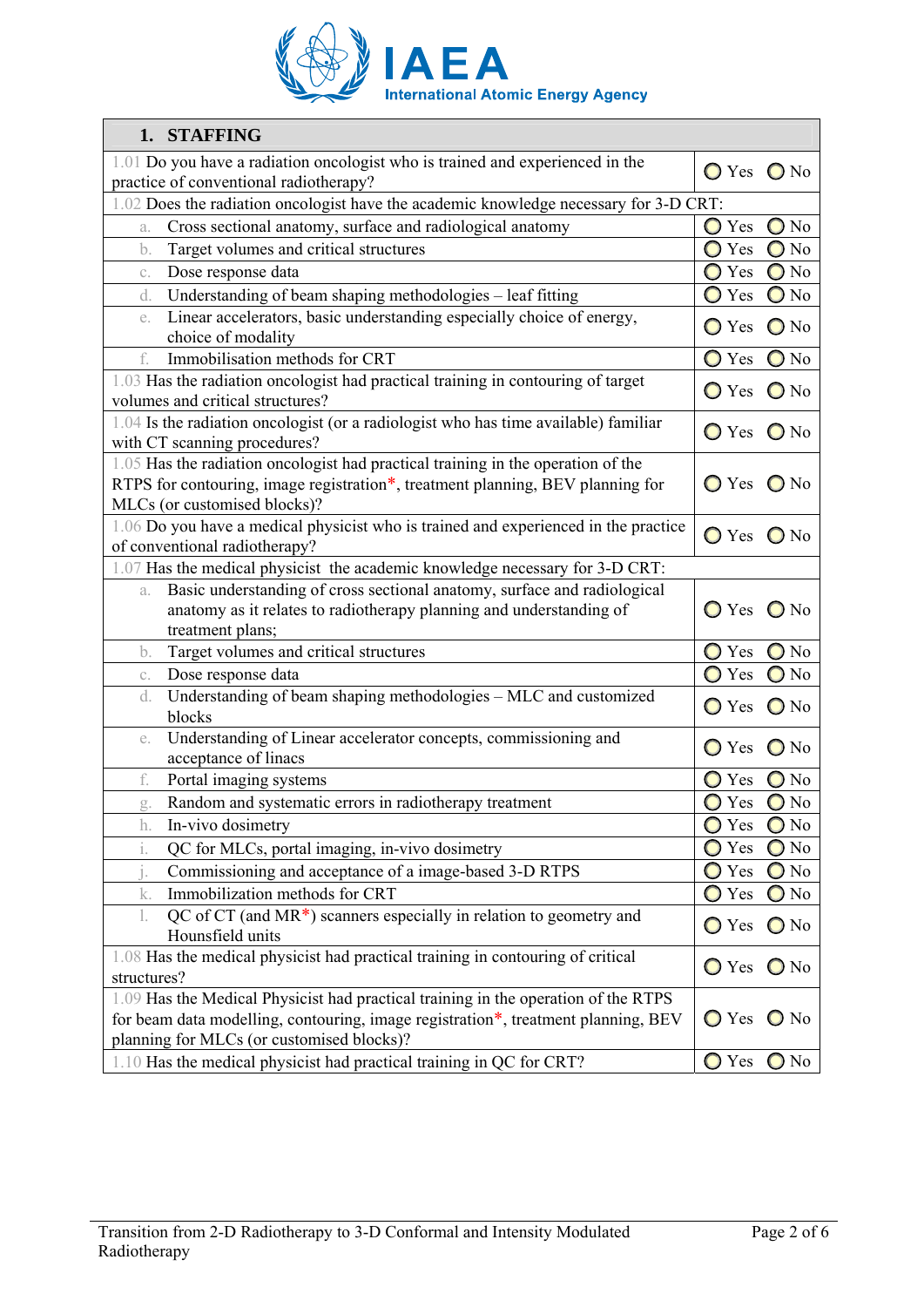| 1. STAFFING | |
|---|---|
| 1.01 Do you have a radiation oncologist who is trained and experienced in the practice of conventional radiotherapy? | ◯ Yes ◯ No |
| 1.02 Does the radiation oncologist have the academic knowledge necessary for 3-D CRT: | |
| a. Cross sectional anatomy, surface and radiological anatomy | ◯ Yes ◯ No |
| b. Target volumes and critical structures | ◯ Yes ◯ No |
| c. Dose response data | ◯ Yes ◯ No |
| d. Understanding of beam shaping methodologies – leaf fitting | ◯ Yes ◯ No |
| e. Linear accelerators, basic understanding especially choice of energy, choice of modality | ◯ Yes ◯ No |
| f. Immobilisation methods for CRT | ◯ Yes ◯ No |
| 1.03 Has the radiation oncologist had practical training in contouring of target volumes and critical structures? | ◯ Yes ◯ No |
| 1.04 Is the radiation oncologist (or a radiologist who has time available) familiar with CT scanning procedures? | ◯ Yes ◯ No |
| 1.05 Has the radiation oncologist had practical training in the operation of the RTPS for contouring, image registration*, treatment planning, BEV planning for MLCs (or customised blocks)? | ◯ Yes ◯ No |
| 1.06 Do you have a medical physicist who is trained and experienced in the practice of conventional radiotherapy? | ◯ Yes ◯ No |
| 1.07 Has the medical physicist the academic knowledge necessary for 3-D CRT: | |
| a. Basic understanding of cross sectional anatomy, surface and radiological anatomy as it relates to radiotherapy planning and understanding of treatment plans; | ◯ Yes ◯ No |
| b. Target volumes and critical structures | ◯ Yes ◯ No |
| c. Dose response data | ◯ Yes ◯ No |
| d. Understanding of beam shaping methodologies – MLC and customized blocks | ◯ Yes ◯ No |
| e. Understanding of Linear accelerator concepts, commissioning and acceptance of linacs | ◯ Yes ◯ No |
| f. Portal imaging systems | ◯ Yes ◯ No |
| g. Random and systematic errors in radiotherapy treatment | ◯ Yes ◯ No |
| h. In-vivo dosimetry | ◯ Yes ◯ No |
| i. QC for MLCs, portal imaging, in-vivo dosimetry | ◯ Yes ◯ No |
| j. Commissioning and acceptance of a image-based 3-D RTPS | ◯ Yes ◯ No |
| k. Immobilization methods for CRT | ◯ Yes ◯ No |
| l. QC of CT (and MR*) scanners especially in relation to geometry and Hounsfield units | ◯ Yes ◯ No |
| 1.08 Has the medical physicist had practical training in contouring of critical structures? | ◯ Yes ◯ No |
| 1.09 Has the Medical Physicist had practical training in the operation of the RTPS for beam data modelling, contouring, image registration*, treatment planning, BEV planning for MLCs (or customised blocks)? | ◯ Yes ◯ No |
| 1.10 Has the medical physicist had practical training in QC for CRT? | ◯ Yes ◯ No |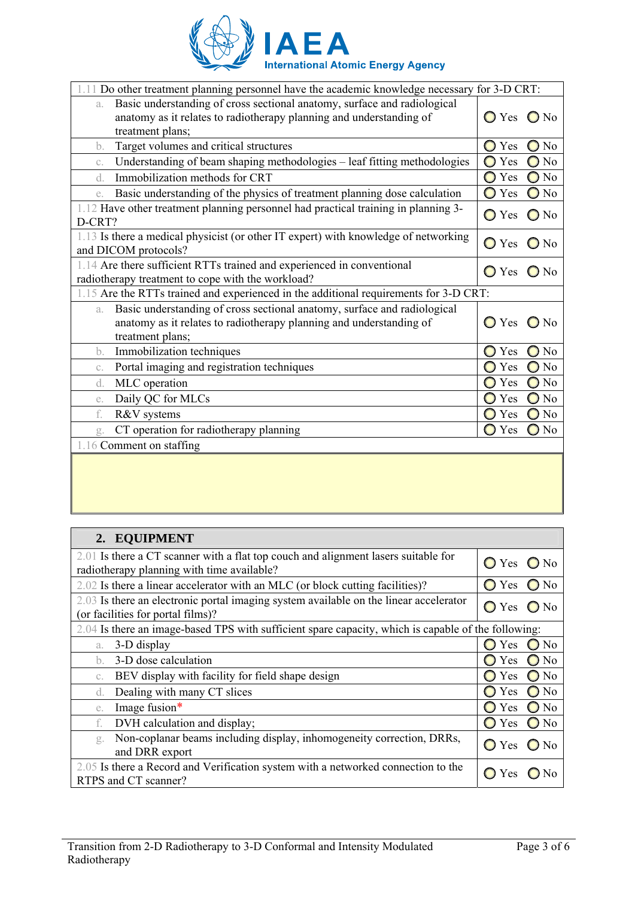| | |
|---|---|
| 1.11 Do other treatment planning personnel have the academic knowledge necessary for 3-D CRT: | |
| a. Basic understanding of cross sectional anatomy, surface and radiological anatomy as it relates to radiotherapy planning and understanding of treatment plans; | ◯ Yes ◯ No |
| b. Target volumes and critical structures | ◯ Yes ◯ No |
| c. Understanding of beam shaping methodologies – leaf fitting methodologies | ◯ Yes ◯ No |
| d. Immobilization methods for CRT | ◯ Yes ◯ No |
| e. Basic understanding of the physics of treatment planning dose calculation | ◯ Yes ◯ No |
| 1.12 Have other treatment planning personnel had practical training in planning 3-D-CRT? | ◯ Yes ◯ No |
| 1.13 Is there a medical physicist (or other IT expert) with knowledge of networking and DICOM protocols? | ◯ Yes ◯ No |
| 1.14 Are there sufficient RTTs trained and experienced in conventional radiotherapy treatment to cope with the workload? | ◯ Yes ◯ No |
| 1.15 Are the RTTs trained and experienced in the additional requirements for 3-D CRT: | |
| a. Basic understanding of cross sectional anatomy, surface and radiological anatomy as it relates to radiotherapy planning and understanding of treatment plans; | ◯ Yes ◯ No |
| b. Immobilization techniques | ◯ Yes ◯ No |
| c. Portal imaging and registration techniques | ◯ Yes ◯ No |
| d. MLC operation | ◯ Yes ◯ No |
| e. Daily QC for MLCs | ◯ Yes ◯ No |
| f. R&V systems | ◯ Yes ◯ No |
| g. CT operation for radiotherapy planning | ◯ Yes ◯ No |
| 1.16 Comment on staffing | |
| | |

## 2. EQUIPMENT

| | |
|---|---|
| 2.01 Is there a CT scanner with a flat top couch and alignment lasers suitable for radiotherapy planning with time available? | ◯ Yes ◯ No |
| 2.02 Is there a linear accelerator with an MLC (or block cutting facilities)? | ◯ Yes ◯ No |
| 2.03 Is there an electronic portal imaging system available on the linear accelerator (or facilities for portal films)? | ◯ Yes ◯ No |
| 2.04 Is there an image-based TPS with sufficient spare capacity, which is capable of the following: | |
| a. 3-D display | ◯ Yes ◯ No |
| b. 3-D dose calculation | ◯ Yes ◯ No |
| c. BEV display with facility for field shape design | ◯ Yes ◯ No |
| d. Dealing with many CT slices | ◯ Yes ◯ No |
| e. Image fusion* | ◯ Yes ◯ No |
| f. DVH calculation and display; | ◯ Yes ◯ No |
| g. Non-coplanar beams including display, inhomogeneity correction, DRRs, and DRR export | ◯ Yes ◯ No |
| 2.05 Is there a Record and Verification system with a networked connection to the RTPS and CT scanner? | ◯ Yes ◯ No |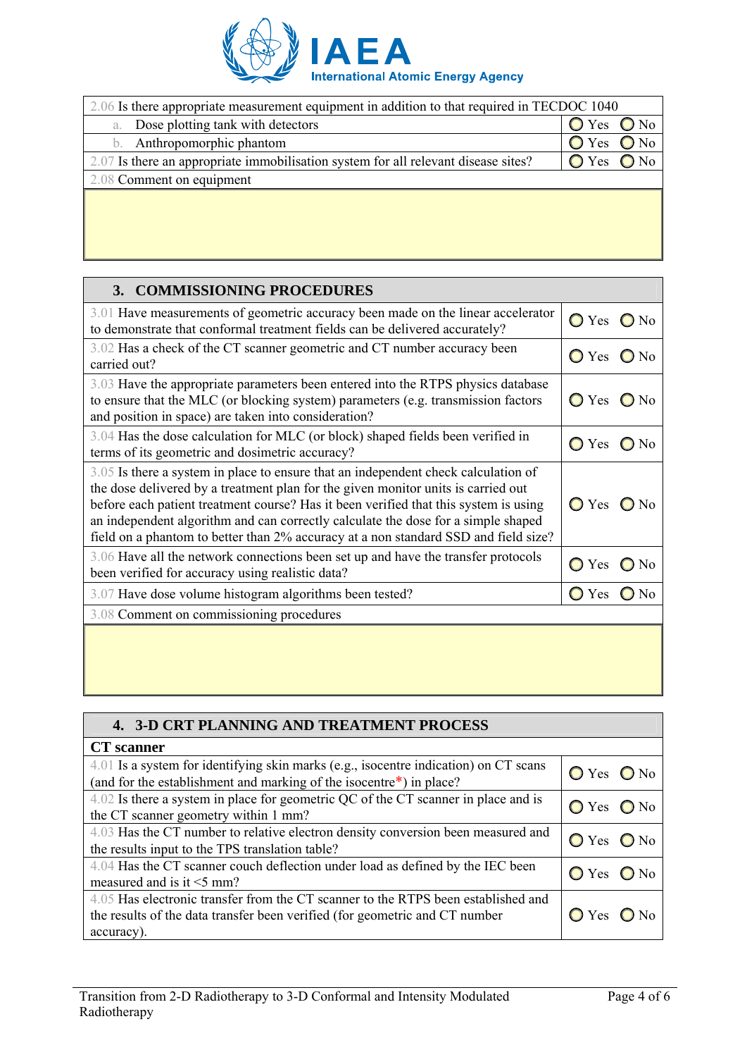| | |
|---|---|
| 2.06 Is there appropriate measurement equipment in addition to that required in TECDOC 1040 | |
| a. Dose plotting tank with detectors | ◯ Yes ◯ No |
| b. Anthropomorphic phantom | ◯ Yes ◯ No |
| 2.07 Is there an appropriate immobilisation system for all relevant disease sites? | ◯ Yes ◯ No |
| 2.08 Comment on equipment | |
| | |

## 3. COMMISSIONING PROCEDURES

| | |
|---|---|
| 3.01 Have measurements of geometric accuracy been made on the linear accelerator to demonstrate that conformal treatment fields can be delivered accurately? | ◯ Yes ◯ No |
| 3.02 Has a check of the CT scanner geometric and CT number accuracy been carried out? | ◯ Yes ◯ No |
| 3.03 Have the appropriate parameters been entered into the RTPS physics database to ensure that the MLC (or blocking system) parameters (e.g. transmission factors and position in space) are taken into consideration? | ◯ Yes ◯ No |
| 3.04 Has the dose calculation for MLC (or block) shaped fields been verified in terms of its geometric and dosimetric accuracy? | ◯ Yes ◯ No |
| 3.05 Is there a system in place to ensure that an independent check calculation of the dose delivered by a treatment plan for the given monitor units is carried out before each patient treatment course? Has it been verified that this system is using an independent algorithm and can correctly calculate the dose for a simple shaped field on a phantom to better than 2% accuracy at a non standard SSD and field size? | ◯ Yes ◯ No |
| 3.06 Have all the network connections been set up and have the transfer protocols been verified for accuracy using realistic data? | ◯ Yes ◯ No |
| 3.07 Have dose volume histogram algorithms been tested? | ◯ Yes ◯ No |
| 3.08 Comment on commissioning procedures | |
| | |

## 4. 3-D CRT PLANNING AND TREATMENT PROCESS

**CT scanner**

| | |
|---|---|
| 4.01 Is a system for identifying skin marks (e.g., isocentre indication) on CT scans (and for the establishment and marking of the isocentre*) in place? | ◯ Yes ◯ No |
| 4.02 Is there a system in place for geometric QC of the CT scanner in place and is the CT scanner geometry within 1 mm? | ◯ Yes ◯ No |
| 4.03 Has the CT number to relative electron density conversion been measured and the results input to the TPS translation table? | ◯ Yes ◯ No |
| 4.04 Has the CT scanner couch deflection under load as defined by the IEC been measured and is it <5 mm? | ◯ Yes ◯ No |
| 4.05 Has electronic transfer from the CT scanner to the RTPS been established and the results of the data transfer been verified (for geometric and CT number accuracy). | ◯ Yes ◯ No |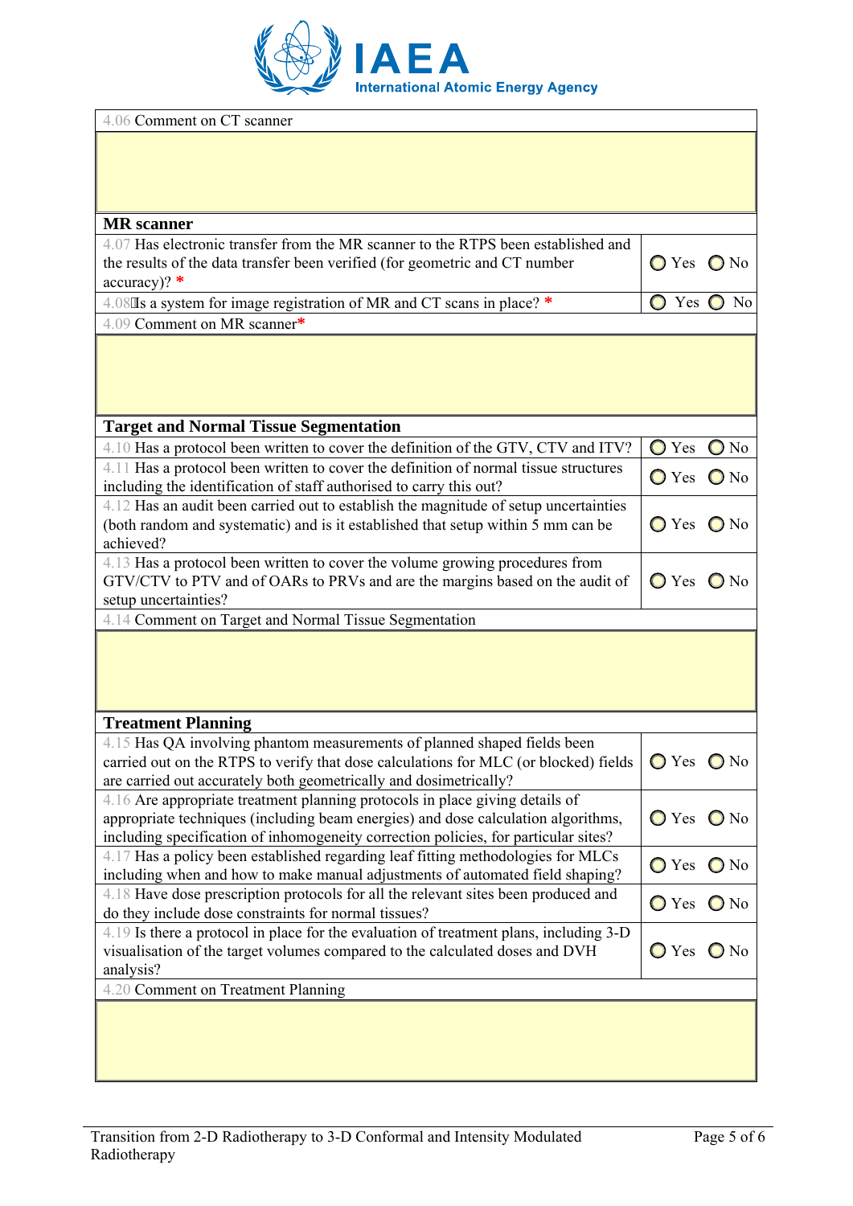| 4.06 Comment on CT scanner | |
|---|---|
| | |
| **MR scanner** | |
| 4.07 Has electronic transfer from the MR scanner to the RTPS been established and the results of the data transfer been verified (for geometric and CT number accuracy)? * | ○ Yes ○ No |
| 4.08 Is a system for image registration of MR and CT scans in place? * | ○ Yes ○ No |
| 4.09 Comment on MR scanner* | |
| | |
| **Target and Normal Tissue Segmentation** | |
| 4.10 Has a protocol been written to cover the definition of the GTV, CTV and ITV? | ○ Yes ○ No |
| 4.11 Has a protocol been written to cover the definition of normal tissue structures including the identification of staff authorised to carry this out? | ○ Yes ○ No |
| 4.12 Has an audit been carried out to establish the magnitude of setup uncertainties (both random and systematic) and is it established that setup within 5 mm can be achieved? | ○ Yes ○ No |
| 4.13 Has a protocol been written to cover the volume growing procedures from GTV/CTV to PTV and of OARs to PRVs and are the margins based on the audit of setup uncertainties? | ○ Yes ○ No |
| 4.14 Comment on Target and Normal Tissue Segmentation | |
| | |
| **Treatment Planning** | |
| 4.15 Has QA involving phantom measurements of planned shaped fields been carried out on the RTPS to verify that dose calculations for MLC (or blocked) fields are carried out accurately both geometrically and dosimetrically? | ○ Yes ○ No |
| 4.16 Are appropriate treatment planning protocols in place giving details of appropriate techniques (including beam energies) and dose calculation algorithms, including specification of inhomogeneity correction policies, for particular sites? | ○ Yes ○ No |
| 4.17 Has a policy been established regarding leaf fitting methodologies for MLCs including when and how to make manual adjustments of automated field shaping? | ○ Yes ○ No |
| 4.18 Have dose prescription protocols for all the relevant sites been produced and do they include dose constraints for normal tissues? | ○ Yes ○ No |
| 4.19 Is there a protocol in place for the evaluation of treatment plans, including 3-D visualisation of the target volumes compared to the calculated doses and DVH analysis? | ○ Yes ○ No |
| 4.20 Comment on Treatment Planning | |
| | |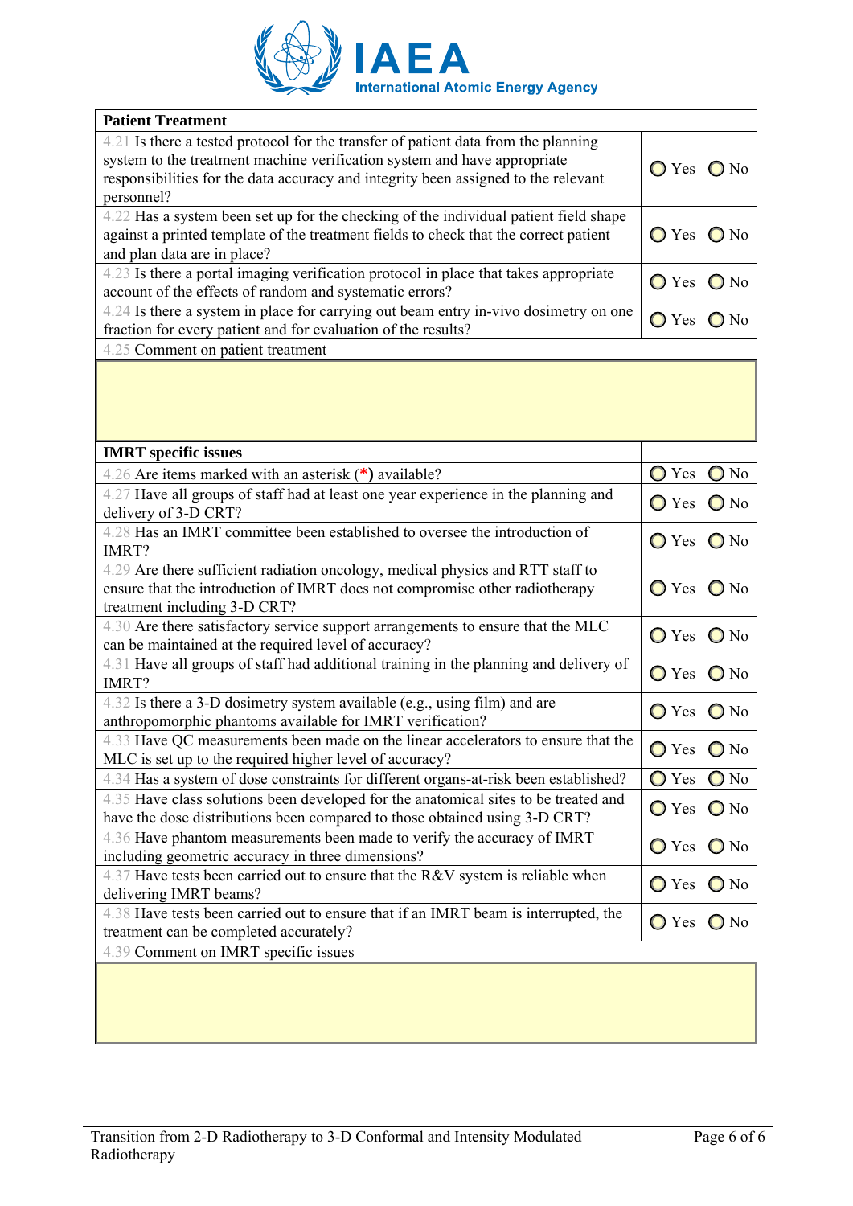| Patient Treatment | |
|---|---|
| 4.21 Is there a tested protocol for the transfer of patient data from the planning system to the treatment machine verification system and have appropriate responsibilities for the data accuracy and integrity been assigned to the relevant personnel? | ○ Yes ○ No |
| 4.22 Has a system been set up for the checking of the individual patient field shape against a printed template of the treatment fields to check that the correct patient and plan data are in place? | ○ Yes ○ No |
| 4.23 Is there a portal imaging verification protocol in place that takes appropriate account of the effects of random and systematic errors? | ○ Yes ○ No |
| 4.24 Is there a system in place for carrying out beam entry in-vivo dosimetry on one fraction for every patient and for evaluation of the results? | ○ Yes ○ No |
| 4.25 Comment on patient treatment | |
| | |

| IMRT specific issues | |
|---|---|
| 4.26 Are items marked with an asterisk (*) available? | ○ Yes ○ No |
| 4.27 Have all groups of staff had at least one year experience in the planning and delivery of 3-D CRT? | ○ Yes ○ No |
| 4.28 Has an IMRT committee been established to oversee the introduction of IMRT? | ○ Yes ○ No |
| 4.29 Are there sufficient radiation oncology, medical physics and RTT staff to ensure that the introduction of IMRT does not compromise other radiotherapy treatment including 3-D CRT? | ○ Yes ○ No |
| 4.30 Are there satisfactory service support arrangements to ensure that the MLC can be maintained at the required level of accuracy? | ○ Yes ○ No |
| 4.31 Have all groups of staff had additional training in the planning and delivery of IMRT? | ○ Yes ○ No |
| 4.32 Is there a 3-D dosimetry system available (e.g., using film) and are anthropomorphic phantoms available for IMRT verification? | ○ Yes ○ No |
| 4.33 Have QC measurements been made on the linear accelerators to ensure that the MLC is set up to the required higher level of accuracy? | ○ Yes ○ No |
| 4.34 Has a system of dose constraints for different organs-at-risk been established? | ○ Yes ○ No |
| 4.35 Have class solutions been developed for the anatomical sites to be treated and have the dose distributions been compared to those obtained using 3-D CRT? | ○ Yes ○ No |
| 4.36 Have phantom measurements been made to verify the accuracy of IMRT including geometric accuracy in three dimensions? | ○ Yes ○ No |
| 4.37 Have tests been carried out to ensure that the R&V system is reliable when delivering IMRT beams? | ○ Yes ○ No |
| 4.38 Have tests been carried out to ensure that if an IMRT beam is interrupted, the treatment can be completed accurately? | ○ Yes ○ No |
| 4.39 Comment on IMRT specific issues | |
| | |